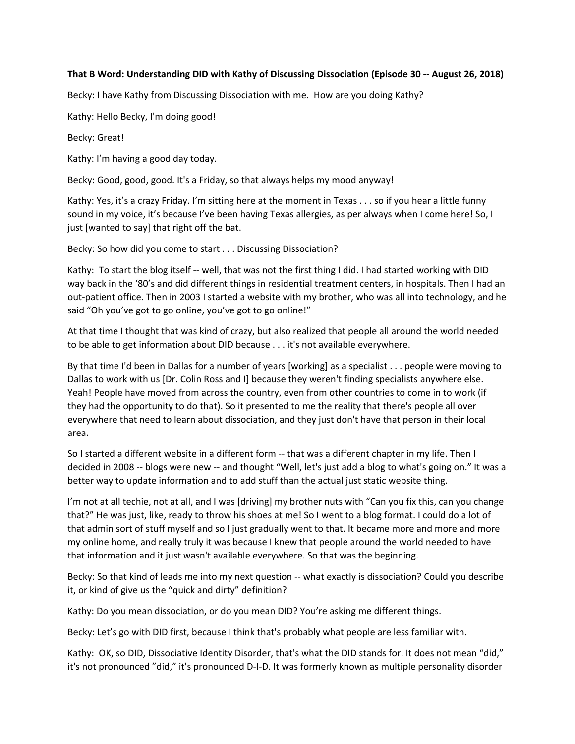**That B Word: Understanding DID with Kathy of Discussing Dissociation (Episode 30 -- August 26, 2018)**

Becky: I have Kathy from Discussing Dissociation with me. How are you doing Kathy?

Kathy: Hello Becky, I'm doing good!

Becky: Great!

Kathy: I'm having a good day today.

Becky: Good, good, good. It's a Friday, so that always helps my mood anyway!

Kathy: Yes, it's a crazy Friday. I'm sitting here at the moment in Texas . . . so if you hear a little funny sound in my voice, it's because I've been having Texas allergies, as per always when I come here! So, I just [wanted to say] that right off the bat.

Becky: So how did you come to start . . . Discussing Dissociation?

Kathy: To start the blog itself -- well, that was not the first thing I did. I had started working with DID way back in the '80's and did different things in residential treatment centers, in hospitals. Then I had an out-patient office. Then in 2003 I started a website with my brother, who was all into technology, and he said "Oh you've got to go online, you've got to go online!"

At that time I thought that was kind of crazy, but also realized that people all around the world needed to be able to get information about DID because . . . it's not available everywhere.

By that time I'd been in Dallas for a number of years [working] as a specialist . . . people were moving to Dallas to work with us [Dr. Colin Ross and I] because they weren't finding specialists anywhere else. Yeah! People have moved from across the country, even from other countries to come in to work (if they had the opportunity to do that). So it presented to me the reality that there's people all over everywhere that need to learn about dissociation, and they just don't have that person in their local area.

So I started a different website in a different form -- that was a different chapter in my life. Then I decided in 2008 -- blogs were new -- and thought "Well, let's just add a blog to what's going on." It was a better way to update information and to add stuff than the actual just static website thing.

I'm not at all techie, not at all, and I was [driving] my brother nuts with "Can you fix this, can you change that?" He was just, like, ready to throw his shoes at me! So I went to a blog format. I could do a lot of that admin sort of stuff myself and so I just gradually went to that. It became more and more and more my online home, and really truly it was because I knew that people around the world needed to have that information and it just wasn't available everywhere. So that was the beginning.

Becky: So that kind of leads me into my next question -- what exactly is dissociation? Could you describe it, or kind of give us the "quick and dirty" definition?

Kathy: Do you mean dissociation, or do you mean DID? You're asking me different things.

Becky: Let's go with DID first, because I think that's probably what people are less familiar with.

Kathy: OK, so DID, Dissociative Identity Disorder, that's what the DID stands for. It does not mean "did," it's not pronounced "did," it's pronounced D-I-D. It was formerly known as multiple personality disorder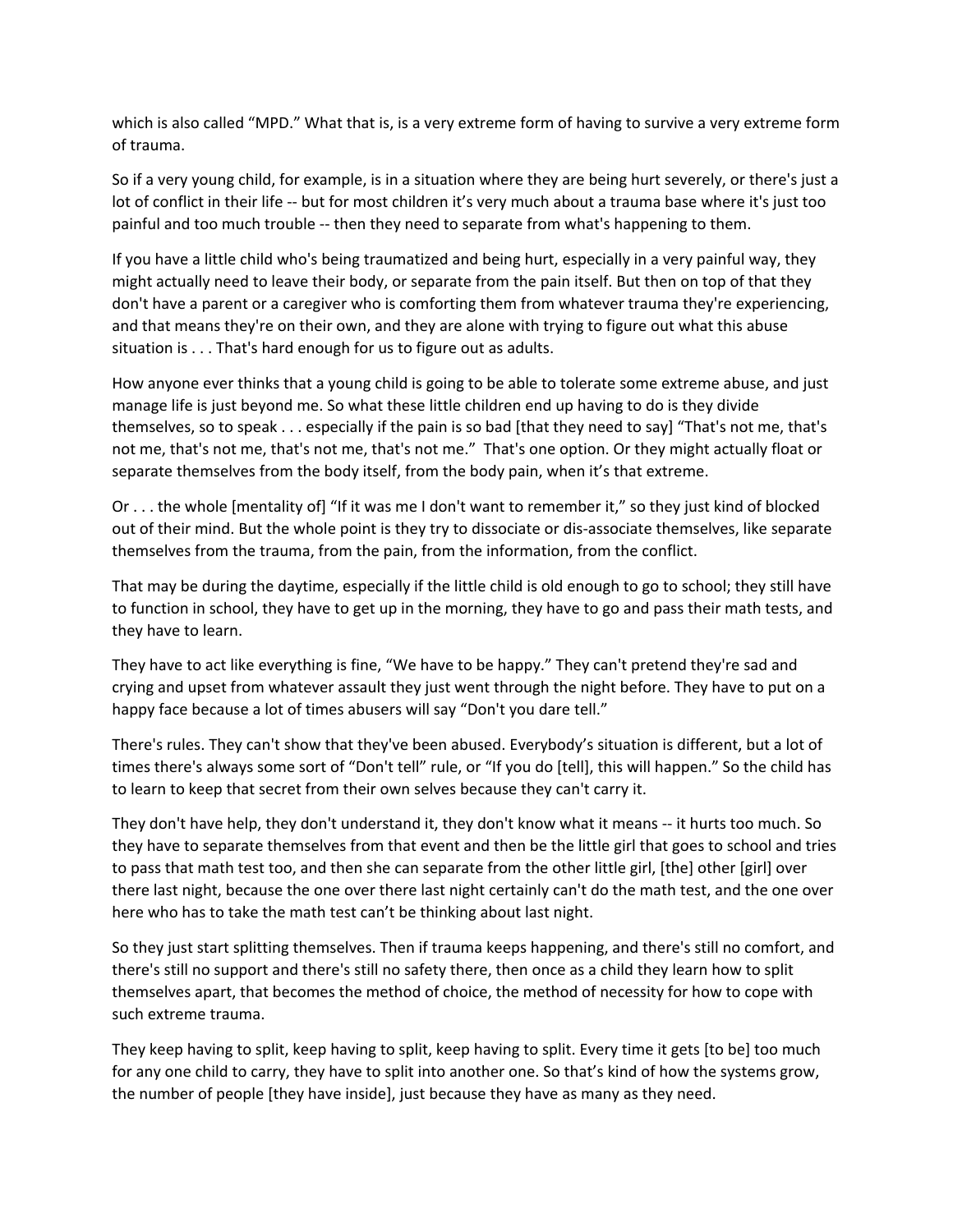which is also called "MPD." What that is, is a very extreme form of having to survive a very extreme form of trauma.

So if a very young child, for example, is in a situation where they are being hurt severely, or there's just a lot of conflict in their life -- but for most children it's very much about a trauma base where it's just too painful and too much trouble -- then they need to separate from what's happening to them.

If you have a little child who's being traumatized and being hurt, especially in a very painful way, they might actually need to leave their body, or separate from the pain itself. But then on top of that they don't have a parent or a caregiver who is comforting them from whatever trauma they're experiencing, and that means they're on their own, and they are alone with trying to figure out what this abuse situation is . . . That's hard enough for us to figure out as adults.

How anyone ever thinks that a young child is going to be able to tolerate some extreme abuse, and just manage life is just beyond me. So what these little children end up having to do is they divide themselves, so to speak . . . especially if the pain is so bad [that they need to say] "That's not me, that's not me, that's not me, that's not me, that's not me." That's one option. Or they might actually float or separate themselves from the body itself, from the body pain, when it's that extreme.

Or . . . the whole [mentality of] "If it was me I don't want to remember it," so they just kind of blocked out of their mind. But the whole point is they try to dissociate or dis-associate themselves, like separate themselves from the trauma, from the pain, from the information, from the conflict.

That may be during the daytime, especially if the little child is old enough to go to school; they still have to function in school, they have to get up in the morning, they have to go and pass their math tests, and they have to learn.

They have to act like everything is fine, "We have to be happy." They can't pretend they're sad and crying and upset from whatever assault they just went through the night before. They have to put on a happy face because a lot of times abusers will say "Don't you dare tell."

There's rules. They can't show that they've been abused. Everybody's situation is different, but a lot of times there's always some sort of "Don't tell" rule, or "If you do [tell], this will happen." So the child has to learn to keep that secret from their own selves because they can't carry it.

They don't have help, they don't understand it, they don't know what it means -- it hurts too much. So they have to separate themselves from that event and then be the little girl that goes to school and tries to pass that math test too, and then she can separate from the other little girl, [the] other [girl] over there last night, because the one over there last night certainly can't do the math test, and the one over here who has to take the math test can't be thinking about last night.

So they just start splitting themselves. Then if trauma keeps happening, and there's still no comfort, and there's still no support and there's still no safety there, then once as a child they learn how to split themselves apart, that becomes the method of choice, the method of necessity for how to cope with such extreme trauma.

They keep having to split, keep having to split, keep having to split. Every time it gets [to be] too much for any one child to carry, they have to split into another one. So that's kind of how the systems grow, the number of people [they have inside], just because they have as many as they need.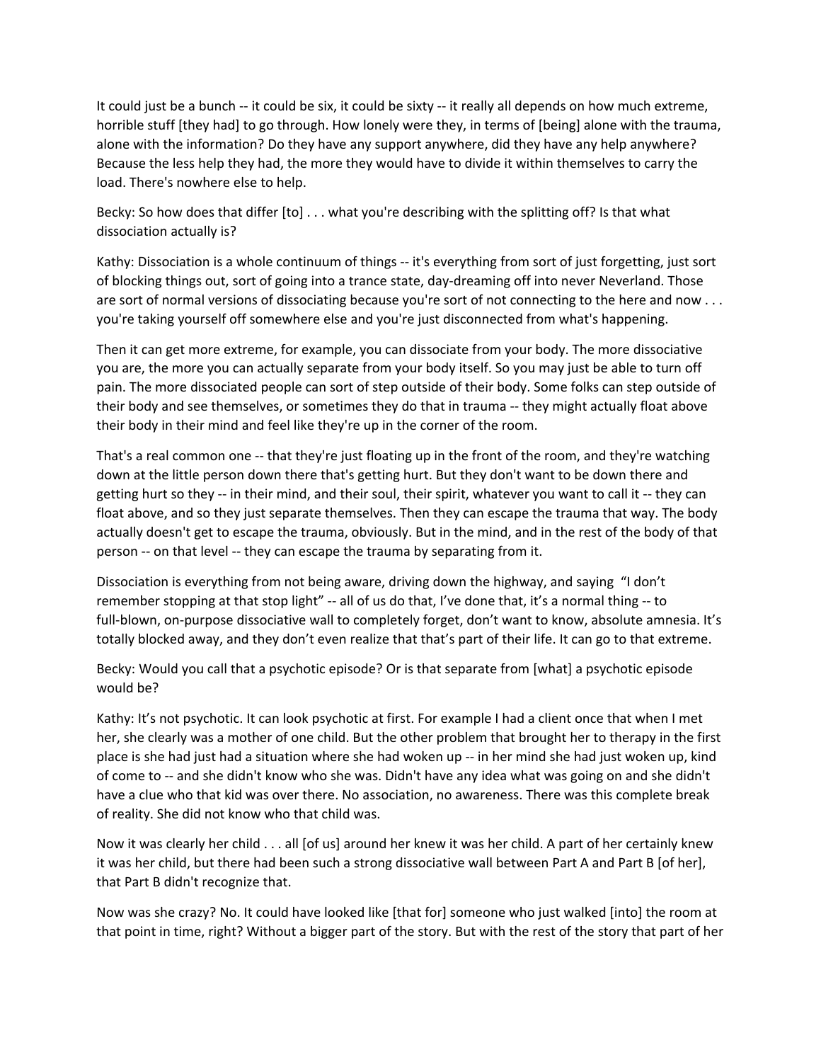It could just be a bunch -- it could be six, it could be sixty -- it really all depends on how much extreme, horrible stuff [they had] to go through. How lonely were they, in terms of [being] alone with the trauma, alone with the information? Do they have any support anywhere, did they have any help anywhere? Because the less help they had, the more they would have to divide it within themselves to carry the load. There's nowhere else to help.

Becky: So how does that differ [to] . . . what you're describing with the splitting off? Is that what dissociation actually is?

Kathy: Dissociation is a whole continuum of things -- it's everything from sort of just forgetting, just sort of blocking things out, sort of going into a trance state, day-dreaming off into never Neverland. Those are sort of normal versions of dissociating because you're sort of not connecting to the here and now . . . you're taking yourself off somewhere else and you're just disconnected from what's happening.

Then it can get more extreme, for example, you can dissociate from your body. The more dissociative you are, the more you can actually separate from your body itself. So you may just be able to turn off pain. The more dissociated people can sort of step outside of their body. Some folks can step outside of their body and see themselves, or sometimes they do that in trauma -- they might actually float above their body in their mind and feel like they're up in the corner of the room.

That's a real common one -- that they're just floating up in the front of the room, and they're watching down at the little person down there that's getting hurt. But they don't want to be down there and getting hurt so they -- in their mind, and their soul, their spirit, whatever you want to call it -- they can float above, and so they just separate themselves. Then they can escape the trauma that way. The body actually doesn't get to escape the trauma, obviously. But in the mind, and in the rest of the body of that person -- on that level -- they can escape the trauma by separating from it.

Dissociation is everything from not being aware, driving down the highway, and saying "I don't remember stopping at that stop light" -- all of us do that, I've done that, it's a normal thing -- to full-blown, on-purpose dissociative wall to completely forget, don't want to know, absolute amnesia. It's totally blocked away, and they don't even realize that that's part of their life. It can go to that extreme.

Becky: Would you call that a psychotic episode? Or is that separate from [what] a psychotic episode would be?

Kathy: It's not psychotic. It can look psychotic at first. For example I had a client once that when I met her, she clearly was a mother of one child. But the other problem that brought her to therapy in the first place is she had just had a situation where she had woken up -- in her mind she had just woken up, kind of come to -- and she didn't know who she was. Didn't have any idea what was going on and she didn't have a clue who that kid was over there. No association, no awareness. There was this complete break of reality. She did not know who that child was.

Now it was clearly her child . . . all [of us] around her knew it was her child. A part of her certainly knew it was her child, but there had been such a strong dissociative wall between Part A and Part B [of her], that Part B didn't recognize that.

Now was she crazy? No. It could have looked like [that for] someone who just walked [into] the room at that point in time, right? Without a bigger part of the story. But with the rest of the story that part of her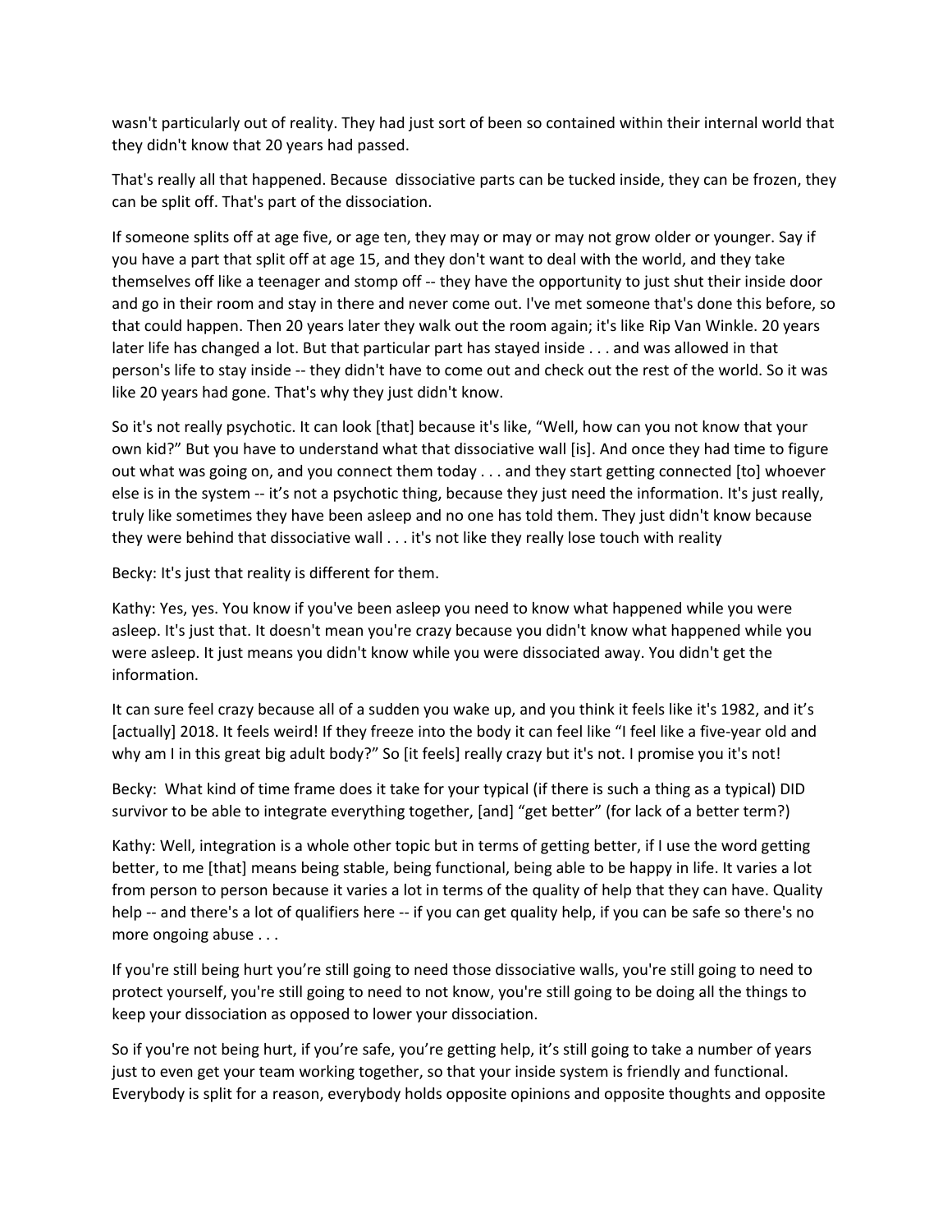wasn't particularly out of reality. They had just sort of been so contained within their internal world that they didn't know that 20 years had passed.

That's really all that happened. Because dissociative parts can be tucked inside, they can be frozen, they can be split off. That's part of the dissociation.

If someone splits off at age five, or age ten, they may or may or may not grow older or younger. Say if you have a part that split off at age 15, and they don't want to deal with the world, and they take themselves off like a teenager and stomp off -- they have the opportunity to just shut their inside door and go in their room and stay in there and never come out. I've met someone that's done this before, so that could happen. Then 20 years later they walk out the room again; it's like Rip Van Winkle. 20 years later life has changed a lot. But that particular part has stayed inside . . . and was allowed in that person's life to stay inside -- they didn't have to come out and check out the rest of the world. So it was like 20 years had gone. That's why they just didn't know.

So it's not really psychotic. It can look [that] because it's like, "Well, how can you not know that your own kid?" But you have to understand what that dissociative wall [is]. And once they had time to figure out what was going on, and you connect them today . . . and they start getting connected [to] whoever else is in the system -- it's not a psychotic thing, because they just need the information. It's just really, truly like sometimes they have been asleep and no one has told them. They just didn't know because they were behind that dissociative wall . . . it's not like they really lose touch with reality

Becky: It's just that reality is different for them.

Kathy: Yes, yes. You know if you've been asleep you need to know what happened while you were asleep. It's just that. It doesn't mean you're crazy because you didn't know what happened while you were asleep. It just means you didn't know while you were dissociated away. You didn't get the information.

It can sure feel crazy because all of a sudden you wake up, and you think it feels like it's 1982, and it's [actually] 2018. It feels weird! If they freeze into the body it can feel like "I feel like a five-year old and why am I in this great big adult body?" So [it feels] really crazy but it's not. I promise you it's not!

Becky: What kind of time frame does it take for your typical (if there is such a thing as a typical) DID survivor to be able to integrate everything together, [and] "get better" (for lack of a better term?)

Kathy: Well, integration is a whole other topic but in terms of getting better, if I use the word getting better, to me [that] means being stable, being functional, being able to be happy in life. It varies a lot from person to person because it varies a lot in terms of the quality of help that they can have. Quality help -- and there's a lot of qualifiers here -- if you can get quality help, if you can be safe so there's no more ongoing abuse . . .

If you're still being hurt you're still going to need those dissociative walls, you're still going to need to protect yourself, you're still going to need to not know, you're still going to be doing all the things to keep your dissociation as opposed to lower your dissociation.

So if you're not being hurt, if you're safe, you're getting help, it's still going to take a number of years just to even get your team working together, so that your inside system is friendly and functional. Everybody is split for a reason, everybody holds opposite opinions and opposite thoughts and opposite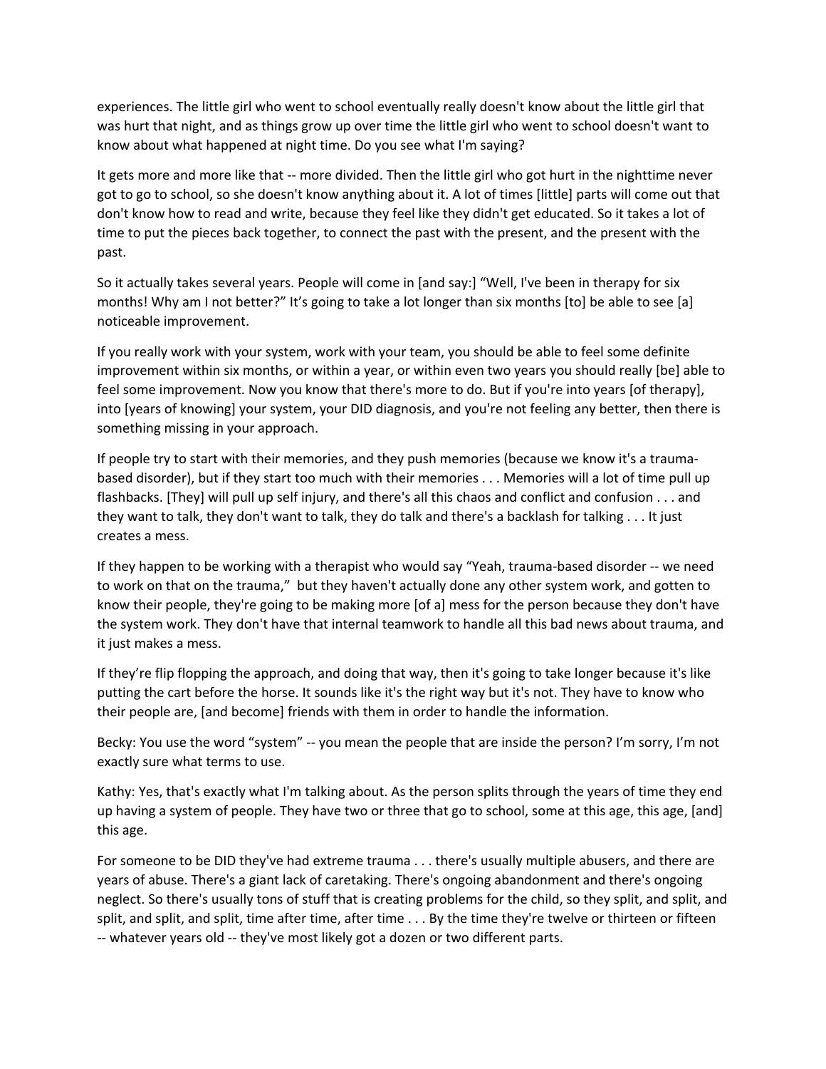experiences. The little girl who went to school eventually really doesn't know about the little girl that was hurt that night, and as things grow up over time the little girl who went to school doesn't want to know about what happened at night time. Do you see what I'm saying?

It gets more and more like that -- more divided. Then the little girl who got hurt in the nighttime never got to go to school, so she doesn't know anything about it. A lot of times [little] parts will come out that don't know how to read and write, because they feel like they didn't get educated. So it takes a lot of time to put the pieces back together, to connect the past with the present, and the present with the past.

So it actually takes several years. People will come in [and say:] "Well, I've been in therapy for six months! Why am I not better?" It's going to take a lot longer than six months [to] be able to see [a] noticeable improvement.

If you really work with your system, work with your team, you should be able to feel some definite improvement within six months, or within a year, or within even two years you should really [be] able to feel some improvement. Now you know that there's more to do. But if you're into years [of therapy], into [years of knowing] your system, your DID diagnosis, and you're not feeling any better, then there is something missing in your approach.

If people try to start with their memories, and they push memories (because we know it's a trauma-based disorder), but if they start too much with their memories . . . Memories will a lot of time pull up flashbacks. [They] will pull up self injury, and there's all this chaos and conflict and confusion . . . and they want to talk, they don't want to talk, they do talk and there's a backlash for talking . . . It just creates a mess.

If they happen to be working with a therapist who would say "Yeah, trauma-based disorder -- we need to work on that on the trauma," but they haven't actually done any other system work, and gotten to know their people, they're going to be making more [of a] mess for the person because they don't have the system work. They don't have that internal teamwork to handle all this bad news about trauma, and it just makes a mess.

If they're flip flopping the approach, and doing that way, then it's going to take longer because it's like putting the cart before the horse. It sounds like it's the right way but it's not. They have to know who their people are, [and become] friends with them in order to handle the information.

Becky: You use the word "system" -- you mean the people that are inside the person? I'm sorry, I'm not exactly sure what terms to use.

Kathy: Yes, that's exactly what I'm talking about. As the person splits through the years of time they end up having a system of people. They have two or three that go to school, some at this age, this age, [and] this age.

For someone to be DID they've had extreme trauma . . . there's usually multiple abusers, and there are years of abuse. There's a giant lack of caretaking. There's ongoing abandonment and there's ongoing neglect. So there's usually tons of stuff that is creating problems for the child, so they split, and split, and split, and split, and split, time after time, after time . . . By the time they're twelve or thirteen or fifteen -- whatever years old -- they've most likely got a dozen or two different parts.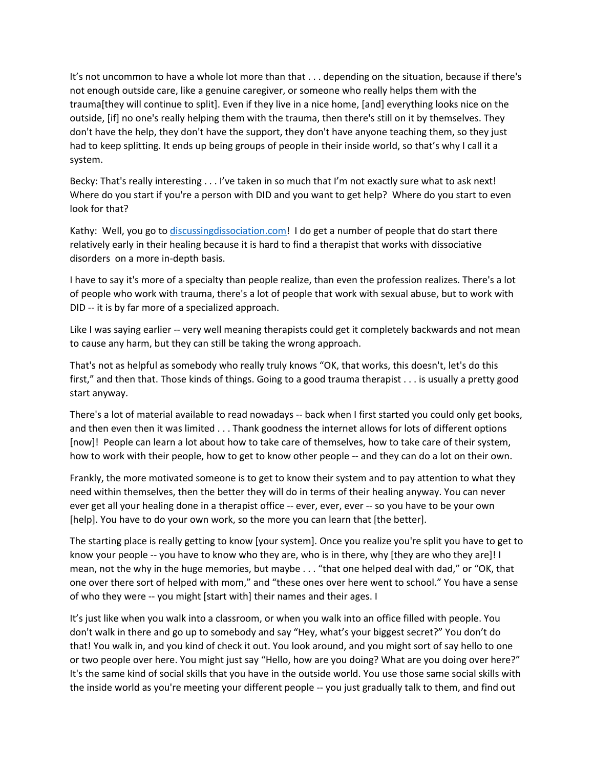It's not uncommon to have a whole lot more than that . . . depending on the situation, because if there's not enough outside care, like a genuine caregiver, or someone who really helps them with the trauma[they will continue to split]. Even if they live in a nice home, [and] everything looks nice on the outside, [if] no one's really helping them with the trauma, then there's still on it by themselves. They don't have the help, they don't have the support, they don't have anyone teaching them, so they just had to keep splitting. It ends up being groups of people in their inside world, so that's why I call it a system.

Becky: That's really interesting . . . I've taken in so much that I'm not exactly sure what to ask next! Where do you start if you're a person with DID and you want to get help? Where do you start to even look for that?

Kathy: Well, you go to [discussingdissociation.com](discussingdissociation.com)! I do get a number of people that do start there relatively early in their healing because it is hard to find a therapist that works with dissociative disorders on a more in-depth basis.

I have to say it's more of a specialty than people realize, than even the profession realizes. There's a lot of people who work with trauma, there's a lot of people that work with sexual abuse, but to work with DID -- it is by far more of a specialized approach.

Like I was saying earlier -- very well meaning therapists could get it completely backwards and not mean to cause any harm, but they can still be taking the wrong approach.

That's not as helpful as somebody who really truly knows "OK, that works, this doesn't, let's do this first," and then that. Those kinds of things. Going to a good trauma therapist . . . is usually a pretty good start anyway.

There's a lot of material available to read nowadays -- back when I first started you could only get books, and then even then it was limited . . . Thank goodness the internet allows for lots of different options [now]! People can learn a lot about how to take care of themselves, how to take care of their system, how to work with their people, how to get to know other people -- and they can do a lot on their own.

Frankly, the more motivated someone is to get to know their system and to pay attention to what they need within themselves, then the better they will do in terms of their healing anyway. You can never ever get all your healing done in a therapist office -- ever, ever, ever -- so you have to be your own [help]. You have to do your own work, so the more you can learn that [the better].

The starting place is really getting to know [your system]. Once you realize you're split you have to get to know your people -- you have to know who they are, who is in there, why [they are who they are]! I mean, not the why in the huge memories, but maybe . . . "that one helped deal with dad," or "OK, that one over there sort of helped with mom," and "these ones over here went to school." You have a sense of who they were -- you might [start with] their names and their ages. I

It's just like when you walk into a classroom, or when you walk into an office filled with people. You don't walk in there and go up to somebody and say "Hey, what's your biggest secret?" You don't do that! You walk in, and you kind of check it out. You look around, and you might sort of say hello to one or two people over here. You might just say "Hello, how are you doing? What are you doing over here?" It's the same kind of social skills that you have in the outside world. You use those same social skills with the inside world as you're meeting your different people -- you just gradually talk to them, and find out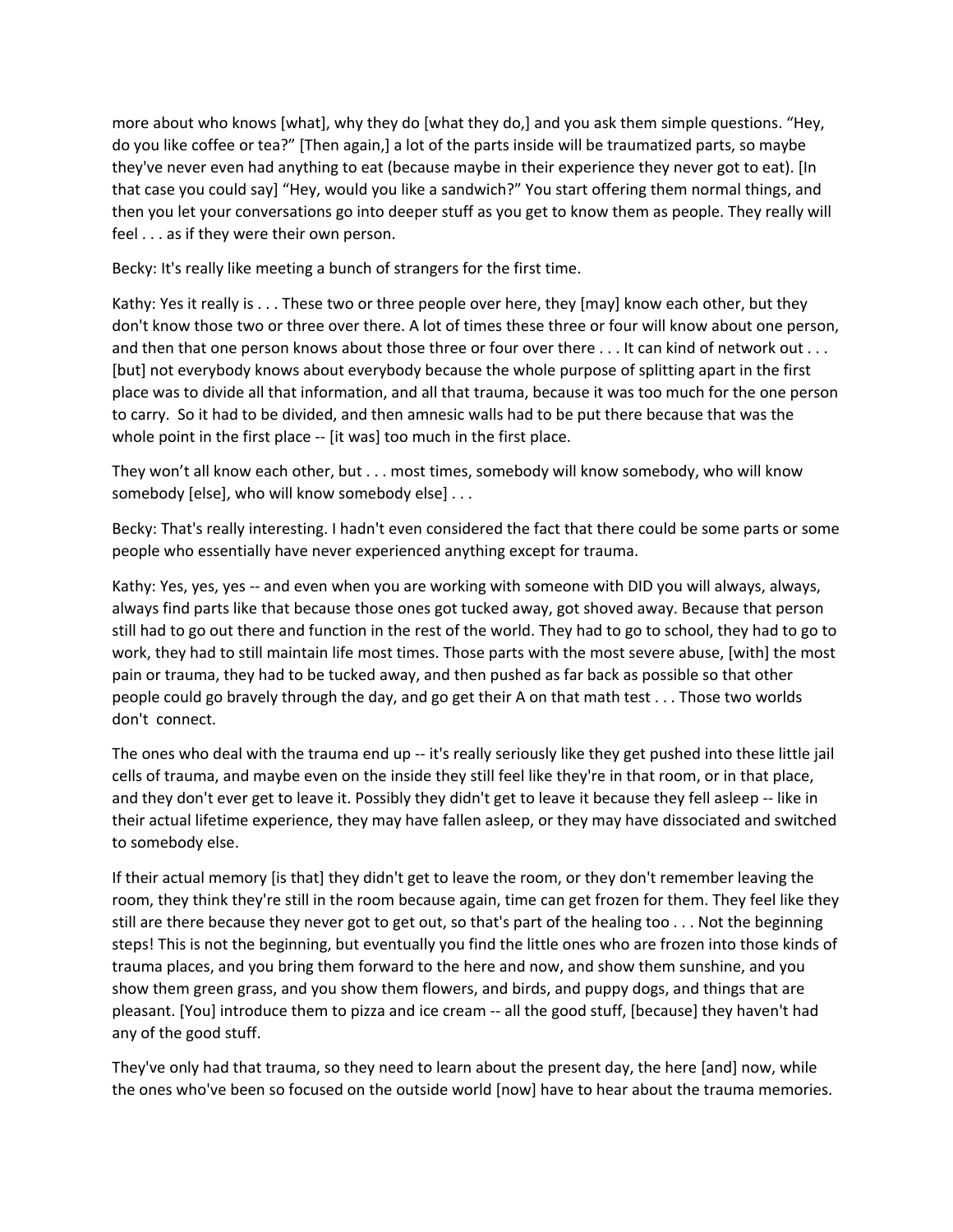more about who knows [what], why they do [what they do,] and you ask them simple questions. "Hey, do you like coffee or tea?" [Then again,] a lot of the parts inside will be traumatized parts, so maybe they've never even had anything to eat (because maybe in their experience they never got to eat). [In that case you could say] "Hey, would you like a sandwich?" You start offering them normal things, and then you let your conversations go into deeper stuff as you get to know them as people. They really will feel . . . as if they were their own person.

Becky: It's really like meeting a bunch of strangers for the first time.

Kathy: Yes it really is . . . These two or three people over here, they [may] know each other, but they don't know those two or three over there. A lot of times these three or four will know about one person, and then that one person knows about those three or four over there . . . It can kind of network out . . . [but] not everybody knows about everybody because the whole purpose of splitting apart in the first place was to divide all that information, and all that trauma, because it was too much for the one person to carry. So it had to be divided, and then amnesic walls had to be put there because that was the whole point in the first place -- [it was] too much in the first place.

They won't all know each other, but . . . most times, somebody will know somebody, who will know somebody [else], who will know somebody else] . . .

Becky: That's really interesting. I hadn't even considered the fact that there could be some parts or some people who essentially have never experienced anything except for trauma.

Kathy: Yes, yes, yes -- and even when you are working with someone with DID you will always, always, always find parts like that because those ones got tucked away, got shoved away. Because that person still had to go out there and function in the rest of the world. They had to go to school, they had to go to work, they had to still maintain life most times. Those parts with the most severe abuse, [with] the most pain or trauma, they had to be tucked away, and then pushed as far back as possible so that other people could go bravely through the day, and go get their A on that math test . . . Those two worlds don't connect.

The ones who deal with the trauma end up -- it's really seriously like they get pushed into these little jail cells of trauma, and maybe even on the inside they still feel like they're in that room, or in that place, and they don't ever get to leave it. Possibly they didn't get to leave it because they fell asleep -- like in their actual lifetime experience, they may have fallen asleep, or they may have dissociated and switched to somebody else.

If their actual memory [is that] they didn't get to leave the room, or they don't remember leaving the room, they think they're still in the room because again, time can get frozen for them. They feel like they still are there because they never got to get out, so that's part of the healing too . . . Not the beginning steps! This is not the beginning, but eventually you find the little ones who are frozen into those kinds of trauma places, and you bring them forward to the here and now, and show them sunshine, and you show them green grass, and you show them flowers, and birds, and puppy dogs, and things that are pleasant. [You] introduce them to pizza and ice cream -- all the good stuff, [because] they haven't had any of the good stuff.

They've only had that trauma, so they need to learn about the present day, the here [and] now, while the ones who've been so focused on the outside world [now] have to hear about the trauma memories.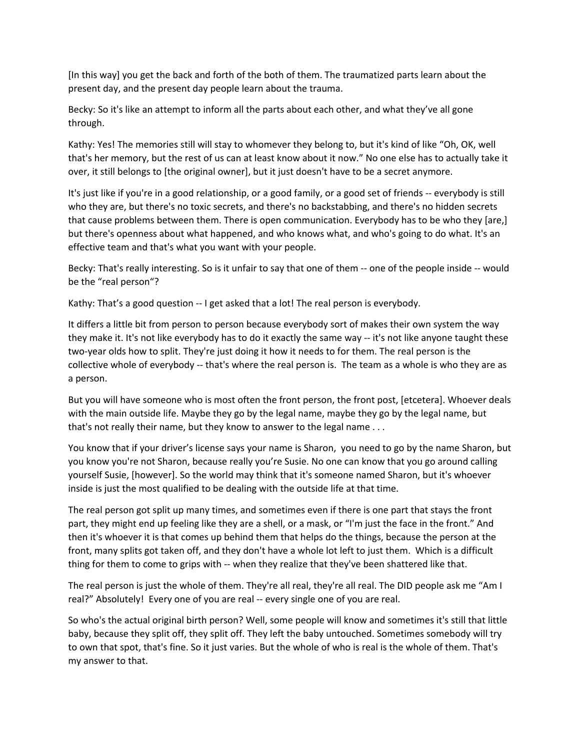[In this way] you get the back and forth of the both of them. The traumatized parts learn about the present day, and the present day people learn about the trauma.

Becky: So it's like an attempt to inform all the parts about each other, and what they've all gone through.

Kathy: Yes! The memories still will stay to whomever they belong to, but it's kind of like "Oh, OK, well that's her memory, but the rest of us can at least know about it now." No one else has to actually take it over, it still belongs to [the original owner], but it just doesn't have to be a secret anymore.

It's just like if you're in a good relationship, or a good family, or a good set of friends -- everybody is still who they are, but there's no toxic secrets, and there's no backstabbing, and there's no hidden secrets that cause problems between them. There is open communication. Everybody has to be who they [are,] but there's openness about what happened, and who knows what, and who's going to do what. It's an effective team and that's what you want with your people.

Becky: That's really interesting. So is it unfair to say that one of them -- one of the people inside -- would be the "real person"?

Kathy: That's a good question -- I get asked that a lot! The real person is everybody.

It differs a little bit from person to person because everybody sort of makes their own system the way they make it. It's not like everybody has to do it exactly the same way -- it's not like anyone taught these two-year olds how to split. They're just doing it how it needs to for them. The real person is the collective whole of everybody -- that's where the real person is. The team as a whole is who they are as a person.

But you will have someone who is most often the front person, the front post, [etcetera]. Whoever deals with the main outside life. Maybe they go by the legal name, maybe they go by the legal name, but that's not really their name, but they know to answer to the legal name . . .

You know that if your driver's license says your name is Sharon, you need to go by the name Sharon, but you know you're not Sharon, because really you're Susie. No one can know that you go around calling yourself Susie, [however]. So the world may think that it's someone named Sharon, but it's whoever inside is just the most qualified to be dealing with the outside life at that time.

The real person got split up many times, and sometimes even if there is one part that stays the front part, they might end up feeling like they are a shell, or a mask, or "I'm just the face in the front." And then it's whoever it is that comes up behind them that helps do the things, because the person at the front, many splits got taken off, and they don't have a whole lot left to just them. Which is a difficult thing for them to come to grips with -- when they realize that they've been shattered like that.

The real person is just the whole of them. They're all real, they're all real. The DID people ask me "Am I real?" Absolutely! Every one of you are real -- every single one of you are real.

So who's the actual original birth person? Well, some people will know and sometimes it's still that little baby, because they split off, they split off. They left the baby untouched. Sometimes somebody will try to own that spot, that's fine. So it just varies. But the whole of who is real is the whole of them. That's my answer to that.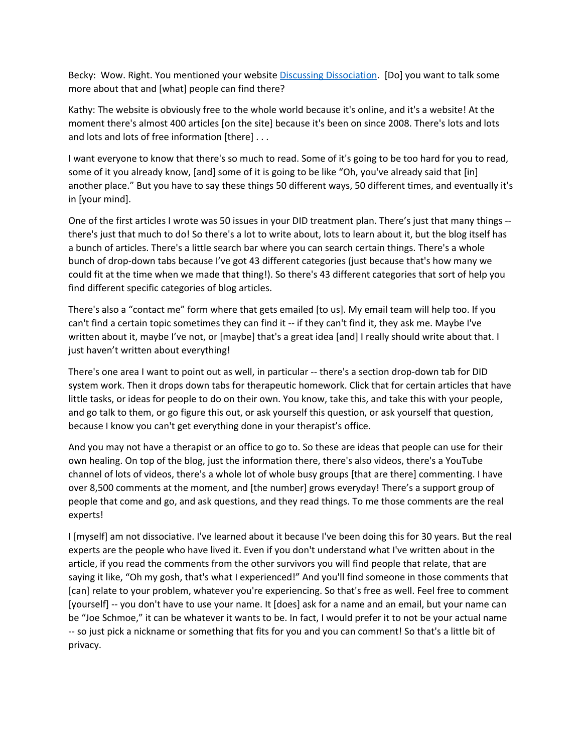Becky: Wow. Right. You mentioned your website [Discussing Dissociation](). [Do] you want to talk some more about that and [what] people can find there?

Kathy: The website is obviously free to the whole world because it's online, and it's a website! At the moment there's almost 400 articles [on the site] because it's been on since 2008. There's lots and lots and lots and lots of free information [there] . . .

I want everyone to know that there's so much to read. Some of it's going to be too hard for you to read, some of it you already know, [and] some of it is going to be like "Oh, you've already said that [in] another place." But you have to say these things 50 different ways, 50 different times, and eventually it's in [your mind].

One of the first articles I wrote was 50 issues in your DID treatment plan. There's just that many things -- there's just that much to do! So there's a lot to write about, lots to learn about it, but the blog itself has a bunch of articles. There's a little search bar where you can search certain things. There's a whole bunch of drop-down tabs because I've got 43 different categories (just because that's how many we could fit at the time when we made that thing!). So there's 43 different categories that sort of help you find different specific categories of blog articles.

There's also a "contact me" form where that gets emailed [to us]. My email team will help too. If you can't find a certain topic sometimes they can find it -- if they can't find it, they ask me. Maybe I've written about it, maybe I've not, or [maybe] that's a great idea [and] I really should write about that. I just haven't written about everything!

There's one area I want to point out as well, in particular -- there's a section drop-down tab for DID system work. Then it drops down tabs for therapeutic homework. Click that for certain articles that have little tasks, or ideas for people to do on their own. You know, take this, and take this with your people, and go talk to them, or go figure this out, or ask yourself this question, or ask yourself that question, because I know you can't get everything done in your therapist's office.

And you may not have a therapist or an office to go to. So these are ideas that people can use for their own healing. On top of the blog, just the information there, there's also videos, there's a YouTube channel of lots of videos, there's a whole lot of whole busy groups [that are there] commenting. I have over 8,500 comments at the moment, and [the number] grows everyday! There's a support group of people that come and go, and ask questions, and they read things. To me those comments are the real experts!

I [myself] am not dissociative. I've learned about it because I've been doing this for 30 years. But the real experts are the people who have lived it. Even if you don't understand what I've written about in the article, if you read the comments from the other survivors you will find people that relate, that are saying it like, "Oh my gosh, that's what I experienced!" And you'll find someone in those comments that [can] relate to your problem, whatever you're experiencing. So that's free as well. Feel free to comment [yourself] -- you don't have to use your name. It [does] ask for a name and an email, but your name can be "Joe Schmoe," it can be whatever it wants to be. In fact, I would prefer it to not be your actual name -- so just pick a nickname or something that fits for you and you can comment! So that's a little bit of privacy.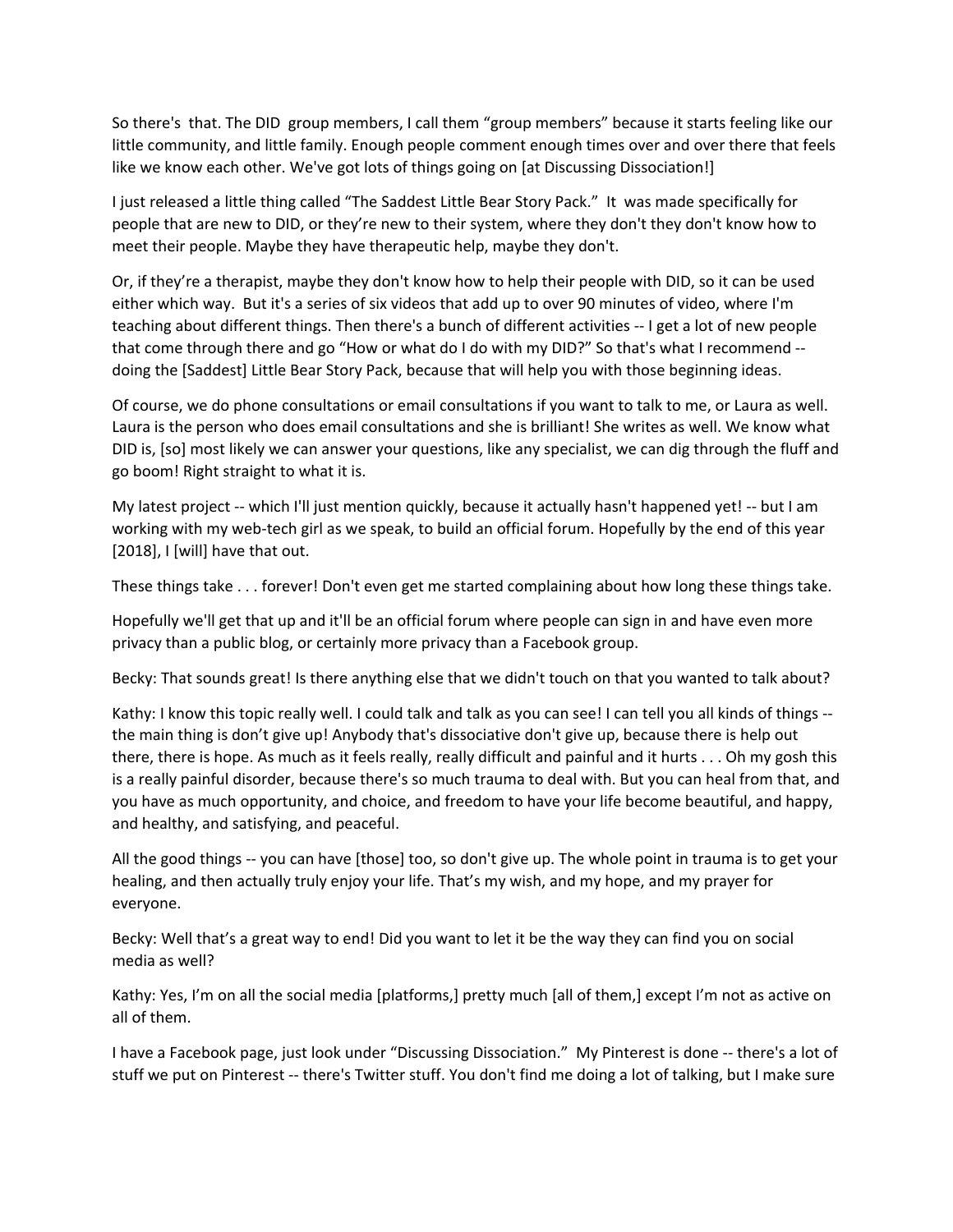So there's that. The DID group members, I call them "group members" because it starts feeling like our little community, and little family. Enough people comment enough times over and over there that feels like we know each other. We've got lots of things going on [at Discussing Dissociation!]

I just released a little thing called "The Saddest Little Bear Story Pack." It was made specifically for people that are new to DID, or they're new to their system, where they don't they don't know how to meet their people. Maybe they have therapeutic help, maybe they don't.

Or, if they're a therapist, maybe they don't know how to help their people with DID, so it can be used either which way. But it's a series of six videos that add up to over 90 minutes of video, where I'm teaching about different things. Then there's a bunch of different activities -- I get a lot of new people that come through there and go "How or what do I do with my DID?" So that's what I recommend -- doing the [Saddest] Little Bear Story Pack, because that will help you with those beginning ideas.

Of course, we do phone consultations or email consultations if you want to talk to me, or Laura as well. Laura is the person who does email consultations and she is brilliant! She writes as well. We know what DID is, [so] most likely we can answer your questions, like any specialist, we can dig through the fluff and go boom! Right straight to what it is.

My latest project -- which I'll just mention quickly, because it actually hasn't happened yet! -- but I am working with my web-tech girl as we speak, to build an official forum. Hopefully by the end of this year [2018], I [will] have that out.

These things take . . . forever! Don't even get me started complaining about how long these things take.

Hopefully we'll get that up and it'll be an official forum where people can sign in and have even more privacy than a public blog, or certainly more privacy than a Facebook group.

Becky: That sounds great! Is there anything else that we didn't touch on that you wanted to talk about?

Kathy: I know this topic really well. I could talk and talk as you can see! I can tell you all kinds of things -- the main thing is don't give up! Anybody that's dissociative don't give up, because there is help out there, there is hope. As much as it feels really, really difficult and painful and it hurts . . . Oh my gosh this is a really painful disorder, because there's so much trauma to deal with. But you can heal from that, and you have as much opportunity, and choice, and freedom to have your life become beautiful, and happy, and healthy, and satisfying, and peaceful.

All the good things -- you can have [those] too, so don't give up. The whole point in trauma is to get your healing, and then actually truly enjoy your life. That's my wish, and my hope, and my prayer for everyone.

Becky: Well that's a great way to end! Did you want to let it be the way they can find you on social media as well?

Kathy: Yes, I'm on all the social media [platforms,] pretty much [all of them,] except I'm not as active on all of them.

I have a Facebook page, just look under "Discussing Dissociation." My Pinterest is done -- there's a lot of stuff we put on Pinterest -- there's Twitter stuff. You don't find me doing a lot of talking, but I make sure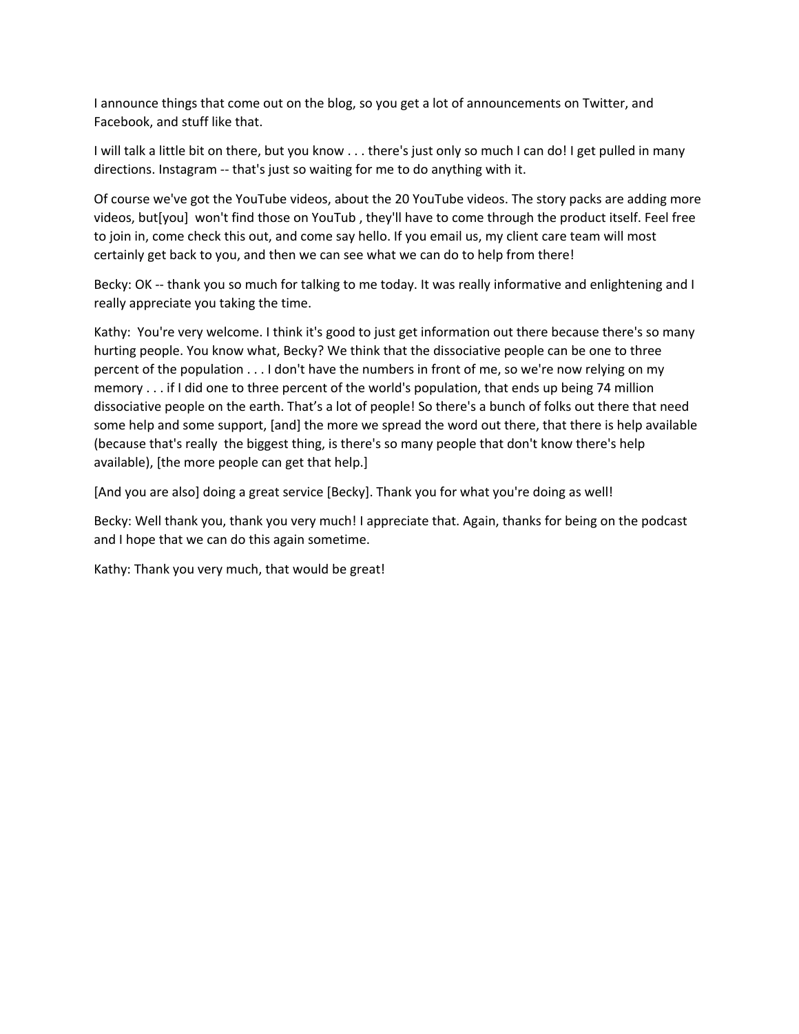I announce things that come out on the blog, so you get a lot of announcements on Twitter, and Facebook, and stuff like that.

I will talk a little bit on there, but you know . . . there's just only so much I can do! I get pulled in many directions. Instagram -- that's just so waiting for me to do anything with it.

Of course we've got the YouTube videos, about the 20 YouTube videos. The story packs are adding more videos, but[you]  won't find those on YouTub , they'll have to come through the product itself. Feel free to join in, come check this out, and come say hello. If you email us, my client care team will most certainly get back to you, and then we can see what we can do to help from there!

Becky: OK -- thank you so much for talking to me today. It was really informative and enlightening and I really appreciate you taking the time.

Kathy:  You're very welcome. I think it's good to just get information out there because there's so many hurting people. You know what, Becky? We think that the dissociative people can be one to three percent of the population . . . I don't have the numbers in front of me, so we're now relying on my memory . . . if I did one to three percent of the world's population, that ends up being 74 million dissociative people on the earth. That's a lot of people! So there's a bunch of folks out there that need some help and some support, [and] the more we spread the word out there, that there is help available (because that's really  the biggest thing, is there's so many people that don't know there's help available), [the more people can get that help.]

[And you are also] doing a great service [Becky]. Thank you for what you're doing as well!

Becky: Well thank you, thank you very much! I appreciate that. Again, thanks for being on the podcast and I hope that we can do this again sometime.

Kathy: Thank you very much, that would be great!